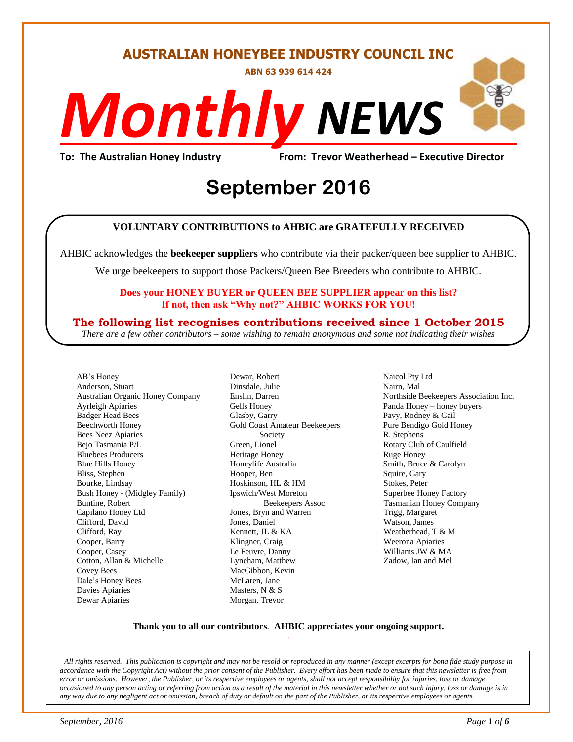# AUSTRALIAN HONEYBEE INDUSTRY COUNCIL INC

**ABN 63 939 614 424**

# *Monthly* NEWS

**To: The Australian Honey Industry** **From: Trevor Weatherhead – Executive Director**

## September 2016

**VOLUNTARY CONTRIBUTIONS to AHBIC are GRATEFULLY RECEIVED**

AHBIC acknowledges the **beekeeper suppliers** who contribute via their packer/queen bee supplier to AHBIC.

We urge beekeepers to support those Packers/Queen Bee Breeders who contribute to AHBIC.

**Does your HONEY BUYER or QUEEN BEE SUPPLIER appear on this list?**
**If not, then ask "Why not?" AHBIC WORKS FOR YOU!**

**The following list recognises contributions received since 1 October 2015**

*There are a few other contributors – some wishing to remain anonymous and some not indicating their wishes*

AB's Honey
Anderson, Stuart
Australian Organic Honey Company
Ayrleigh Apiaries
Badger Head Bees
Beechworth Honey
Bees Neez Apiaries
Bejo Tasmania P/L
Bluebees Producers
Blue Hills Honey
Bliss, Stephen
Bourke, Lindsay
Bush Honey - (Midgley Family)
Buntine, Robert
Capilano Honey Ltd
Clifford, David
Clifford, Ray
Cooper, Barry
Cooper, Casey
Cotton, Allan & Michelle
Covey Bees
Dale's Honey Bees
Davies Apiaries
Dewar Apiaries
Dewar, Robert
Dinsdale, Julie
Enslin, Darren
Gells Honey
Glasby, Garry
Gold Coast Amateur Beekeepers Society
Green, Lionel
Heritage Honey
Honeylife Australia
Hooper, Ben
Hoskinson, HL & HM
Ipswich/West Moreton Beekeepers Assoc
Jones, Bryn and Warren
Jones, Daniel
Kennett, JL & KA
Klingner, Craig
Le Feuvre, Danny
Lyneham, Matthew
MacGibbon, Kevin
McLaren, Jane
Masters, N & S
Morgan, Trevor
Naicol Pty Ltd
Nairn, Mal
Northside Beekeepers Association Inc.
Panda Honey – honey buyers
Pavy, Rodney & Gail
Pure Bendigo Gold Honey
R. Stephens
Rotary Club of Caulfield
Ruge Honey
Smith, Bruce & Carolyn
Squire, Gary
Stokes, Peter
Superbee Honey Factory
Tasmanian Honey Company
Trigg, Margaret
Watson, James
Weatherhead, T & M
Weerona Apiaries
Williams JW & MA
Zadow, Ian and Mel

**Thank you to all our contributors**. **AHBIC appreciates your ongoing support.**

*All rights reserved. This publication is copyright and may not be resold or reproduced in any manner (except excerpts for bona fide study purpose in accordance with the Copyright Act) without the prior consent of the Publisher. Every effort has been made to ensure that this newsletter is free from error or omissions. However, the Publisher, or its respective employees or agents, shall not accept responsibility for injuries, loss or damage occasioned to any person acting or referring from action as a result of the material in this newsletter whether or not such injury, loss or damage is in any way due to any negligent act or omission, breach of duty or default on the part of the Publisher, or its respective employees or agents.*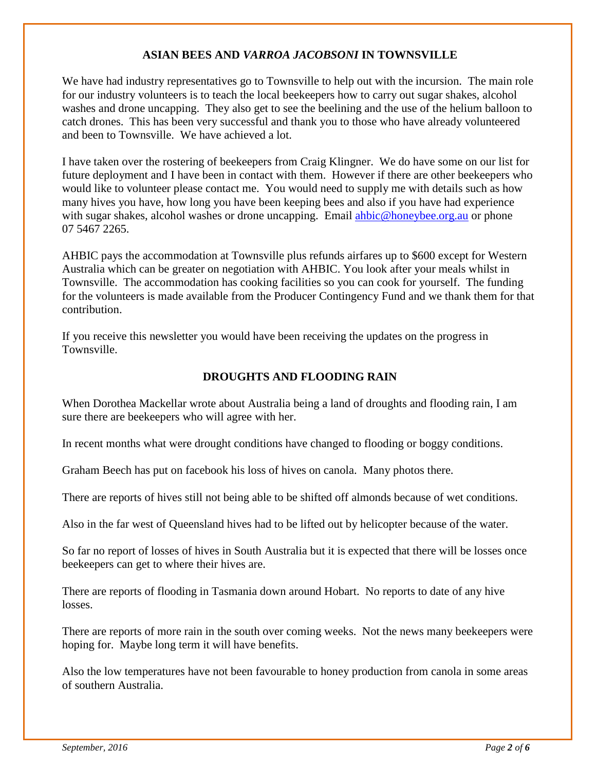## ASIAN BEES AND *VARROA JACOBSONI* IN TOWNSVILLE

We have had industry representatives go to Townsville to help out with the incursion. The main role for our industry volunteers is to teach the local beekeepers how to carry out sugar shakes, alcohol washes and drone uncapping. They also get to see the beelining and the use of the helium balloon to catch drones. This has been very successful and thank you to those who have already volunteered and been to Townsville. We have achieved a lot.

I have taken over the rostering of beekeepers from Craig Klingner. We do have some on our list for future deployment and I have been in contact with them. However if there are other beekeepers who would like to volunteer please contact me. You would need to supply me with details such as how many hives you have, how long you have been keeping bees and also if you have had experience with sugar shakes, alcohol washes or drone uncapping. Email ahbic@honeybee.org.au or phone 07 5467 2265.

AHBIC pays the accommodation at Townsville plus refunds airfares up to $600 except for Western Australia which can be greater on negotiation with AHBIC. You look after your meals whilst in Townsville. The accommodation has cooking facilities so you can cook for yourself. The funding for the volunteers is made available from the Producer Contingency Fund and we thank them for that contribution.

If you receive this newsletter you would have been receiving the updates on the progress in Townsville.

## DROUGHTS AND FLOODING RAIN

When Dorothea Mackellar wrote about Australia being a land of droughts and flooding rain, I am sure there are beekeepers who will agree with her.

In recent months what were drought conditions have changed to flooding or boggy conditions.

Graham Beech has put on facebook his loss of hives on canola. Many photos there.

There are reports of hives still not being able to be shifted off almonds because of wet conditions.

Also in the far west of Queensland hives had to be lifted out by helicopter because of the water.

So far no report of losses of hives in South Australia but it is expected that there will be losses once beekeepers can get to where their hives are.

There are reports of flooding in Tasmania down around Hobart. No reports to date of any hive losses.

There are reports of more rain in the south over coming weeks. Not the news many beekeepers were hoping for. Maybe long term it will have benefits.

Also the low temperatures have not been favourable to honey production from canola in some areas of southern Australia.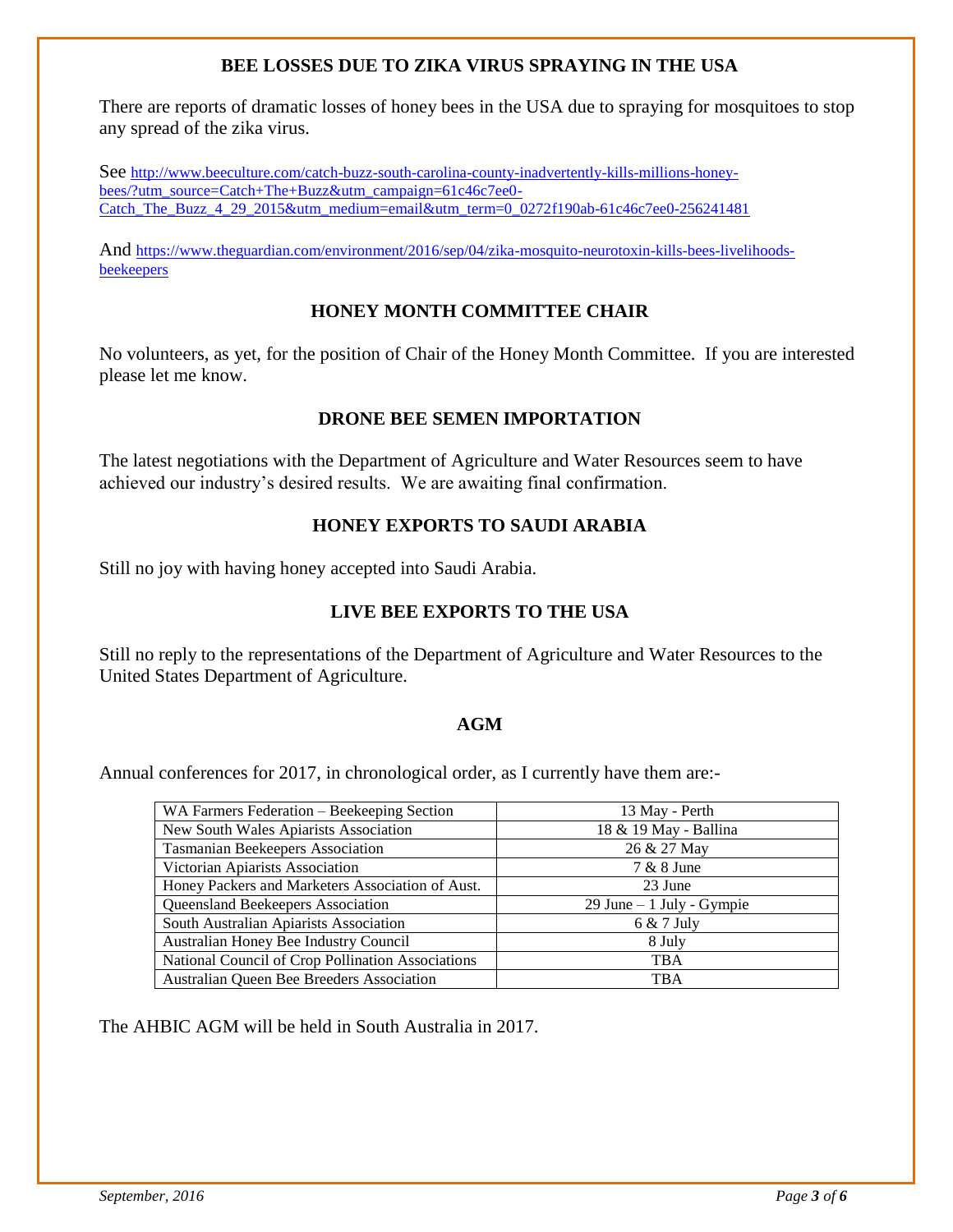## BEE LOSSES DUE TO ZIKA VIRUS SPRAYING IN THE USA

There are reports of dramatic losses of honey bees in the USA due to spraying for mosquitoes to stop any spread of the zika virus.

See http://www.beeculture.com/catch-buzz-south-carolina-county-inadvertently-kills-millions-honey-bees/?utm_source=Catch+The+Buzz&utm_campaign=61c46c7ee0-Catch_The_Buzz_4_29_2015&utm_medium=email&utm_term=0_0272f190ab-61c46c7ee0-256241481

And https://www.theguardian.com/environment/2016/sep/04/zika-mosquito-neurotoxin-kills-bees-livelihoods-beekeepers

## HONEY MONTH COMMITTEE CHAIR

No volunteers, as yet, for the position of Chair of the Honey Month Committee. If you are interested please let me know.

## DRONE BEE SEMEN IMPORTATION

The latest negotiations with the Department of Agriculture and Water Resources seem to have achieved our industry's desired results. We are awaiting final confirmation.

## HONEY EXPORTS TO SAUDI ARABIA

Still no joy with having honey accepted into Saudi Arabia.

## LIVE BEE EXPORTS TO THE USA

Still no reply to the representations of the Department of Agriculture and Water Resources to the United States Department of Agriculture.

## AGM

Annual conferences for 2017, in chronological order, as I currently have them are:-

| | |
|---|---|
| WA Farmers Federation – Beekeeping Section | 13 May - Perth |
| New South Wales Apiarists Association | 18 & 19 May - Ballina |
| Tasmanian Beekeepers Association | 26 & 27 May |
| Victorian Apiarists Association | 7 & 8 June |
| Honey Packers and Marketers Association of Aust. | 23 June |
| Queensland Beekeepers Association | 29 June – 1 July - Gympie |
| South Australian Apiarists Association | 6 & 7 July |
| Australian Honey Bee Industry Council | 8 July |
| National Council of Crop Pollination Associations | TBA |
| Australian Queen Bee Breeders Association | TBA |

The AHBIC AGM will be held in South Australia in 2017.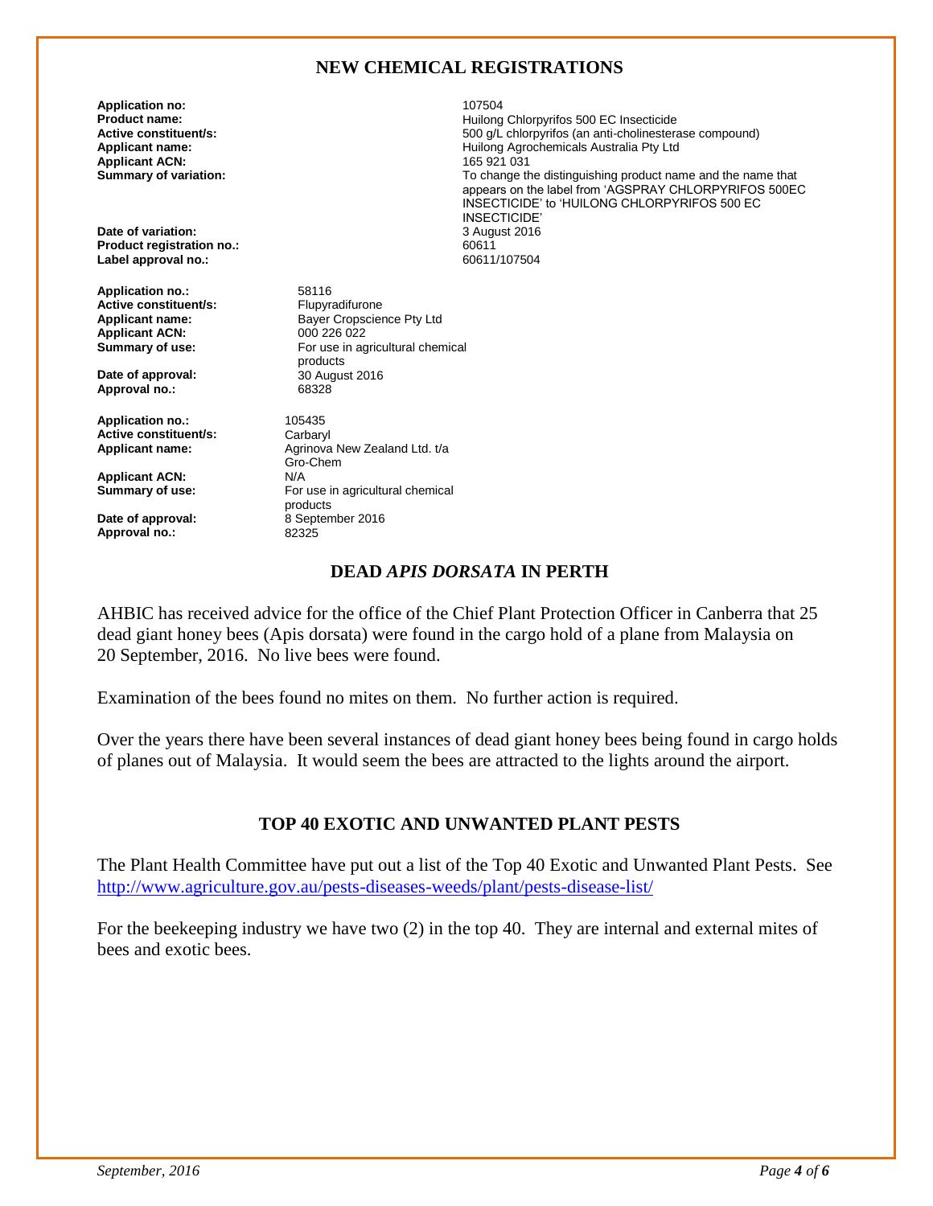## NEW CHEMICAL REGISTRATIONS

**Application no:** 107504
**Product name:** Huilong Chlorpyrifos 500 EC Insecticide
**Active constituent/s:** 500 g/L chlorpyrifos (an anti-cholinesterase compound)
**Applicant name:** Huilong Agrochemicals Australia Pty Ltd
**Applicant ACN:** 165 921 031
**Summary of variation:** To change the distinguishing product name and the name that appears on the label from 'AGSPRAY CHLORPYRIFOS 500EC INSECTICIDE' to 'HUILONG CHLORPYRIFOS 500 EC INSECTICIDE'
**Date of variation:** 3 August 2016
**Product registration no.:** 60611
**Label approval no.:** 60611/107504

**Application no.:** 58116
**Active constituent/s:** Flupyradifurone
**Applicant name:** Bayer Cropscience Pty Ltd
**Applicant ACN:** 000 226 022
**Summary of use:** For use in agricultural chemical products
**Date of approval:** 30 August 2016
**Approval no.:** 68328

**Application no.:** 105435
**Active constituent/s:** Carbaryl
**Applicant name:** Agrinova New Zealand Ltd. t/a Gro-Chem
**Applicant ACN:** N/A
**Summary of use:** For use in agricultural chemical products
**Date of approval:** 8 September 2016
**Approval no.:** 82325

## DEAD *APIS DORSATA* IN PERTH

AHBIC has received advice for the office of the Chief Plant Protection Officer in Canberra that 25 dead giant honey bees (Apis dorsata) were found in the cargo hold of a plane from Malaysia on 20 September, 2016. No live bees were found.

Examination of the bees found no mites on them. No further action is required.

Over the years there have been several instances of dead giant honey bees being found in cargo holds of planes out of Malaysia. It would seem the bees are attracted to the lights around the airport.

## TOP 40 EXOTIC AND UNWANTED PLANT PESTS

The Plant Health Committee have put out a list of the Top 40 Exotic and Unwanted Plant Pests. See http://www.agriculture.gov.au/pests-diseases-weeds/plant/pests-disease-list/

For the beekeeping industry we have two (2) in the top 40. They are internal and external mites of bees and exotic bees.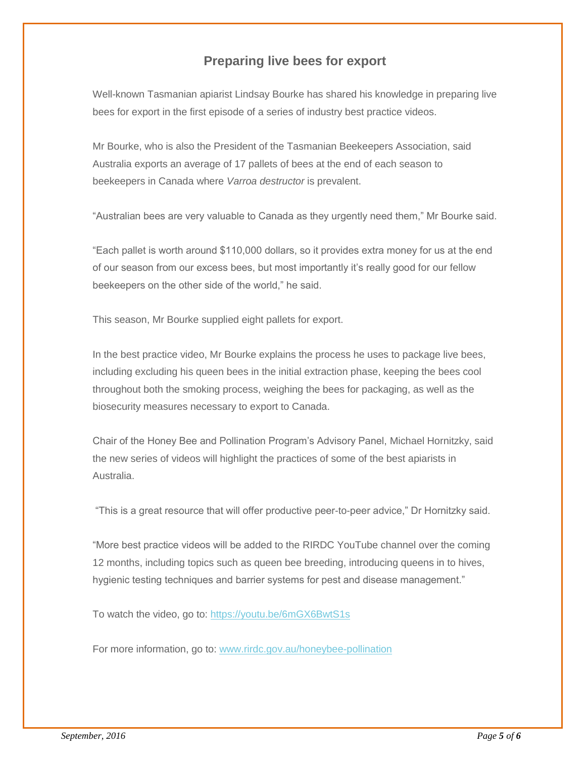## Preparing live bees for export

Well-known Tasmanian apiarist Lindsay Bourke has shared his knowledge in preparing live bees for export in the first episode of a series of industry best practice videos.

Mr Bourke, who is also the President of the Tasmanian Beekeepers Association, said Australia exports an average of 17 pallets of bees at the end of each season to beekeepers in Canada where *Varroa destructor* is prevalent.

"Australian bees are very valuable to Canada as they urgently need them," Mr Bourke said.

"Each pallet is worth around $110,000 dollars, so it provides extra money for us at the end of our season from our excess bees, but most importantly it's really good for our fellow beekeepers on the other side of the world," he said.

This season, Mr Bourke supplied eight pallets for export.

In the best practice video, Mr Bourke explains the process he uses to package live bees, including excluding his queen bees in the initial extraction phase, keeping the bees cool throughout both the smoking process, weighing the bees for packaging, as well as the biosecurity measures necessary to export to Canada.

Chair of the Honey Bee and Pollination Program's Advisory Panel, Michael Hornitzky, said the new series of videos will highlight the practices of some of the best apiarists in Australia.

"This is a great resource that will offer productive peer-to-peer advice," Dr Hornitzky said.

"More best practice videos will be added to the RIRDC YouTube channel over the coming 12 months, including topics such as queen bee breeding, introducing queens in to hives, hygienic testing techniques and barrier systems for pest and disease management."

To watch the video, go to: [https://youtu.be/6mGX6BwtS1s](https://youtu.be/6mGX6BwtS1s)

For more information, go to: [www.rirdc.gov.au/honeybee-pollination](http://www.rirdc.gov.au/honeybee-pollination)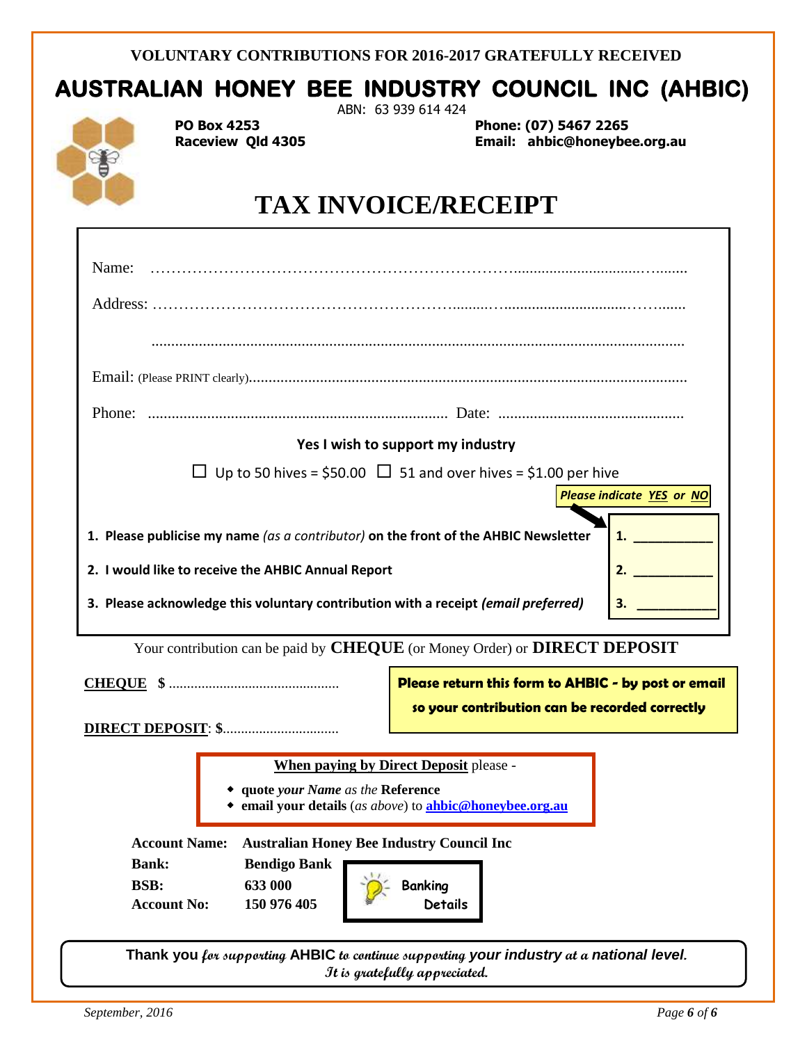VOLUNTARY CONTRIBUTIONS FOR 2016-2017 GRATEFULLY RECEIVED

# AUSTRALIAN HONEY BEE INDUSTRY COUNCIL INC (AHBIC)

ABN: 63 939 614 424

**PO Box 4253**
**Raceview Qld 4305**

**Phone: (07) 5467 2265**
**Email: ahbic@honeybee.org.au**

## TAX INVOICE/RECEIPT

Name: ……………………………………………………………………………………………

Address: ……………………………………………………………………………………………

……………………………………………………………………………………………………

Email: (Please PRINT clearly)……………………………………………………………………

Phone: ……………………………………………… Date: ………………………………………

**Yes I wish to support my industry**

☐ Up to 50 hives = $50.00 ☐ 51 and over hives = $1.00 per hive

***Please indicate YES or NO***

**1. Please publicise my name** *(as a contributor)* **on the front of the AHBIC Newsletter** **1. ___________**

**2. I would like to receive the AHBIC Annual Report** **2. ___________**

**3. Please acknowledge this voluntary contribution with a receipt *(email preferred)*** **3. ___________**

Your contribution can be paid by **CHEQUE** (or Money Order) or **DIRECT DEPOSIT**

**CHEQUE $** ……………………………………

**DIRECT DEPOSIT: $**……………………………

**Please return this form to AHBIC - by post or email so your contribution can be recorded correctly**

**When paying by Direct Deposit** please -

- **quote** ***your Name*** *as the* **Reference**
- **email your details** (*as above*) to **ahbic@honeybee.org.au**

| | |
|---|---|
| **Account Name:** | **Australian Honey Bee Industry Council Inc** |
| **Bank:** | **Bendigo Bank** |
| **BSB:** | **633 000** |
| **Account No:** | **150 976 405** |

Banking Details

**Thank you** *for supporting* **AHBIC** *to continue supporting* ***your industry*** *at a* ***national level.*** *It is gratefully appreciated.*

*September, 2016*